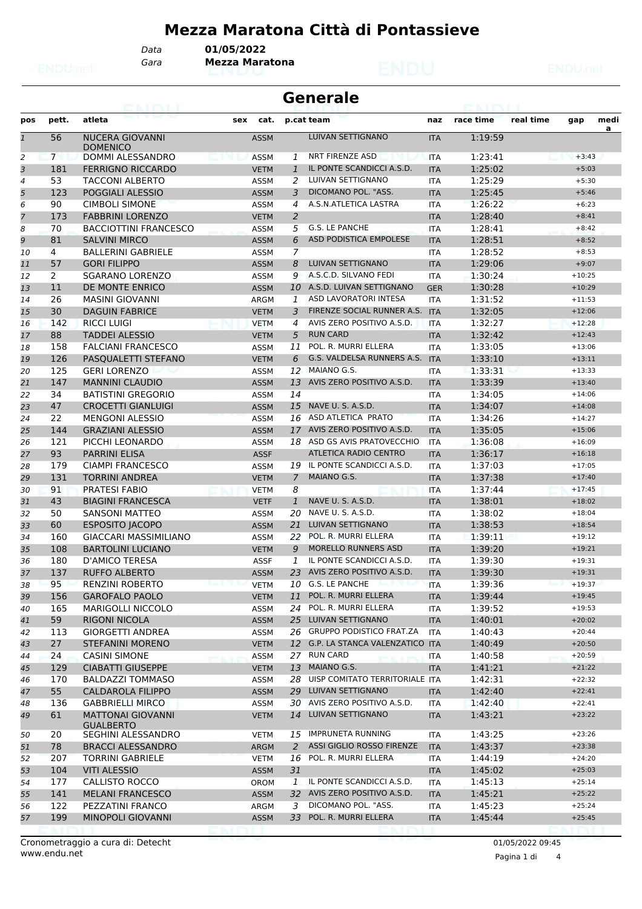# Mezza Maratona Città di Pontassieve

Data **01/05/2022**

Gara **Mezza Maratona**

## Generale

| pos | pett. | atleta | sex | cat. | p.cat | team | naz | race time | real time | gap | media |
|---|---|---|---|---|---|---|---|---|---|---|---|
| 1 | 56 | NUCERA GIOVANNI DOMENICO | | ASSM | | LUIVAN SETTIGNANO | ITA | 1:19:59 | | | |
| 2 | 7 | DOMMI ALESSANDRO | | ASSM | 1 | NRT FIRENZE ASD | ITA | 1:23:41 | | +3:43 | |
| 3 | 181 | FERRIGNO RICCARDO | | VETM | 1 | IL PONTE SCANDICCI A.S.D. | ITA | 1:25:02 | | +5:03 | |
| 4 | 53 | TACCONI ALBERTO | | ASSM | 2 | LUIVAN SETTIGNANO | ITA | 1:25:29 | | +5:30 | |
| 5 | 123 | POGGIALI ALESSIO | | ASSM | 3 | DICOMANO POL. "ASS. | ITA | 1:25:45 | | +5:46 | |
| 6 | 90 | CIMBOLI SIMONE | | ASSM | 4 | A.S.N.ATLETICA LASTRA | ITA | 1:26:22 | | +6:23 | |
| 7 | 173 | FABBRINI LORENZO | | VETM | 2 | | ITA | 1:28:40 | | +8:41 | |
| 8 | 70 | BACCIOTTINI FRANCESCO | | ASSM | 5 | G.S. LE PANCHE | ITA | 1:28:41 | | +8:42 | |
| 9 | 81 | SALVINI MIRCO | | ASSM | 6 | ASD PODISTICA EMPOLESE | ITA | 1:28:51 | | +8:52 | |
| 10 | 4 | BALLERINI GABRIELE | | ASSM | 7 | | ITA | 1:28:52 | | +8:53 | |
| 11 | 57 | GORI FILIPPO | | ASSM | 8 | LUIVAN SETTIGNANO | ITA | 1:29:06 | | +9:07 | |
| 12 | 2 | SGARANO LORENZO | | ASSM | 9 | A.S.C.D. SILVANO FEDI | ITA | 1:30:24 | | +10:25 | |
| 13 | 11 | DE MONTE ENRICO | | ASSM | 10 | A.S.D. LUIVAN SETTIGNANO | GER | 1:30:28 | | +10:29 | |
| 14 | 26 | MASINI GIOVANNI | | ARGM | 1 | ASD LAVORATORI INTESA | ITA | 1:31:52 | | +11:53 | |
| 15 | 30 | DAGUIN FABRICE | | VETM | 3 | FIRENZE SOCIAL RUNNER A.S. | ITA | 1:32:05 | | +12:06 | |
| 16 | 142 | RICCI LUIGI | | VETM | 4 | AVIS ZERO POSITIVO A.S.D. | ITA | 1:32:27 | | +12:28 | |
| 17 | 88 | TADDEI ALESSIO | | VETM | 5 | RUN CARD | ITA | 1:32:42 | | +12:43 | |
| 18 | 158 | FALCIANI FRANCESCO | | ASSM | 11 | POL. R. MURRI ELLERA | ITA | 1:33:05 | | +13:06 | |
| 19 | 126 | PASQUALETTI STEFANO | | VETM | 6 | G.S. VALDELSA RUNNERS A.S. | ITA | 1:33:10 | | +13:11 | |
| 20 | 125 | GERI LORENZO | | ASSM | 12 | MAIANO G.S. | ITA | 1:33:31 | | +13:33 | |
| 21 | 147 | MANNINI CLAUDIO | | ASSM | 13 | AVIS ZERO POSITIVO A.S.D. | ITA | 1:33:39 | | +13:40 | |
| 22 | 34 | BATISTINI GREGORIO | | ASSM | 14 | | ITA | 1:34:05 | | +14:06 | |
| 23 | 47 | CROCETTI GIANLUIGI | | ASSM | 15 | NAVE U. S. A.S.D. | ITA | 1:34:07 | | +14:08 | |
| 24 | 22 | MENGONI ALESSIO | | ASSM | 16 | ASD ATLETICA PRATO | ITA | 1:34:26 | | +14:27 | |
| 25 | 144 | GRAZIANI ALESSIO | | ASSM | 17 | AVIS ZERO POSITIVO A.S.D. | ITA | 1:35:05 | | +15:06 | |
| 26 | 121 | PICCHI LEONARDO | | ASSM | 18 | ASD GS AVIS PRATOVECCHIO | ITA | 1:36:08 | | +16:09 | |
| 27 | 93 | PARRINI ELISA | | ASSF | | ATLETICA RADIO CENTRO | ITA | 1:36:17 | | +16:18 | |
| 28 | 179 | CIAMPI FRANCESCO | | ASSM | 19 | IL PONTE SCANDICCI A.S.D. | ITA | 1:37:03 | | +17:05 | |
| 29 | 131 | TORRINI ANDREA | | VETM | 7 | MAIANO G.S. | ITA | 1:37:38 | | +17:40 | |
| 30 | 91 | PRATESI FABIO | | VETM | 8 | | ITA | 1:37:44 | | +17:45 | |
| 31 | 43 | BIAGINI FRANCESCA | | VETF | 1 | NAVE U. S. A.S.D. | ITA | 1:38:01 | | +18:02 | |
| 32 | 50 | SANSONI MATTEO | | ASSM | 20 | NAVE U. S. A.S.D. | ITA | 1:38:02 | | +18:04 | |
| 33 | 60 | ESPOSITO JACOPO | | ASSM | 21 | LUIVAN SETTIGNANO | ITA | 1:38:53 | | +18:54 | |
| 34 | 160 | GIACCARI MASSIMILIANO | | ASSM | 22 | POL. R. MURRI ELLERA | ITA | 1:39:11 | | +19:12 | |
| 35 | 108 | BARTOLINI LUCIANO | | VETM | 9 | MORELLO RUNNERS ASD | ITA | 1:39:20 | | +19:21 | |
| 36 | 180 | D'AMICO TERESA | | ASSF | 1 | IL PONTE SCANDICCI A.S.D. | ITA | 1:39:30 | | +19:31 | |
| 37 | 137 | RUFFO ALBERTO | | ASSM | 23 | AVIS ZERO POSITIVO A.S.D. | ITA | 1:39:30 | | +19:31 | |
| 38 | 95 | RENZINI ROBERTO | | VETM | 10 | G.S. LE PANCHE | ITA | 1:39:36 | | +19:37 | |
| 39 | 156 | GAROFALO PAOLO | | VETM | 11 | POL. R. MURRI ELLERA | ITA | 1:39:44 | | +19:45 | |
| 40 | 165 | MARIGOLLI NICCOLO | | ASSM | 24 | POL. R. MURRI ELLERA | ITA | 1:39:52 | | +19:53 | |
| 41 | 59 | RIGONI NICOLA | | ASSM | 25 | LUIVAN SETTIGNANO | ITA | 1:40:01 | | +20:02 | |
| 42 | 113 | GIORGETTI ANDREA | | ASSM | 26 | GRUPPO PODISTICO FRAT.ZA | ITA | 1:40:43 | | +20:44 | |
| 43 | 27 | STEFANINI MORENO | | VETM | 12 | G.P. LA STANCA VALENZATICO | ITA | 1:40:49 | | +20:50 | |
| 44 | 24 | CASINI SIMONE | | ASSM | 27 | RUN CARD | ITA | 1:40:58 | | +20:59 | |
| 45 | 129 | CIABATTI GIUSEPPE | | VETM | 13 | MAIANO G.S. | ITA | 1:41:21 | | +21:22 | |
| 46 | 170 | BALDAZZI TOMMASO | | ASSM | 28 | UISP COMITATO TERRITORIALE | ITA | 1:42:31 | | +22:32 | |
| 47 | 55 | CALDAROLA FILIPPO | | ASSM | 29 | LUIVAN SETTIGNANO | ITA | 1:42:40 | | +22:41 | |
| 48 | 136 | GABBRIELLI MIRCO | | ASSM | 30 | AVIS ZERO POSITIVO A.S.D. | ITA | 1:42:40 | | +22:41 | |
| 49 | 61 | MATTONAI GIOVANNI GUALBERTO | | VETM | 14 | LUIVAN SETTIGNANO | ITA | 1:43:21 | | +23:22 | |
| 50 | 20 | SEGHINI ALESSANDRO | | VETM | 15 | IMPRUNETA RUNNING | ITA | 1:43:25 | | +23:26 | |
| 51 | 78 | BRACCI ALESSANDRO | | ARGM | 2 | ASSI GIGLIO ROSSO FIRENZE | ITA | 1:43:37 | | +23:38 | |
| 52 | 207 | TORRINI GABRIELE | | VETM | 16 | POL. R. MURRI ELLERA | ITA | 1:44:19 | | +24:20 | |
| 53 | 104 | VITI ALESSIO | | ASSM | 31 | | ITA | 1:45:02 | | +25:03 | |
| 54 | 177 | CALLISTO ROCCO | | OROM | 1 | IL PONTE SCANDICCI A.S.D. | ITA | 1:45:13 | | +25:14 | |
| 55 | 141 | MELANI FRANCESCO | | ASSM | 32 | AVIS ZERO POSITIVO A.S.D. | ITA | 1:45:21 | | +25:22 | |
| 56 | 122 | PEZZATINI FRANCO | | ARGM | 3 | DICOMANO POL. "ASS. | ITA | 1:45:23 | | +25:24 | |
| 57 | 199 | MINOPOLI GIOVANNI | | ASSM | 33 | POL. R. MURRI ELLERA | ITA | 1:45:44 | | +25:45 | |

Cronometraggio a cura di: Detecht
www.endu.net

01/05/2022 09:45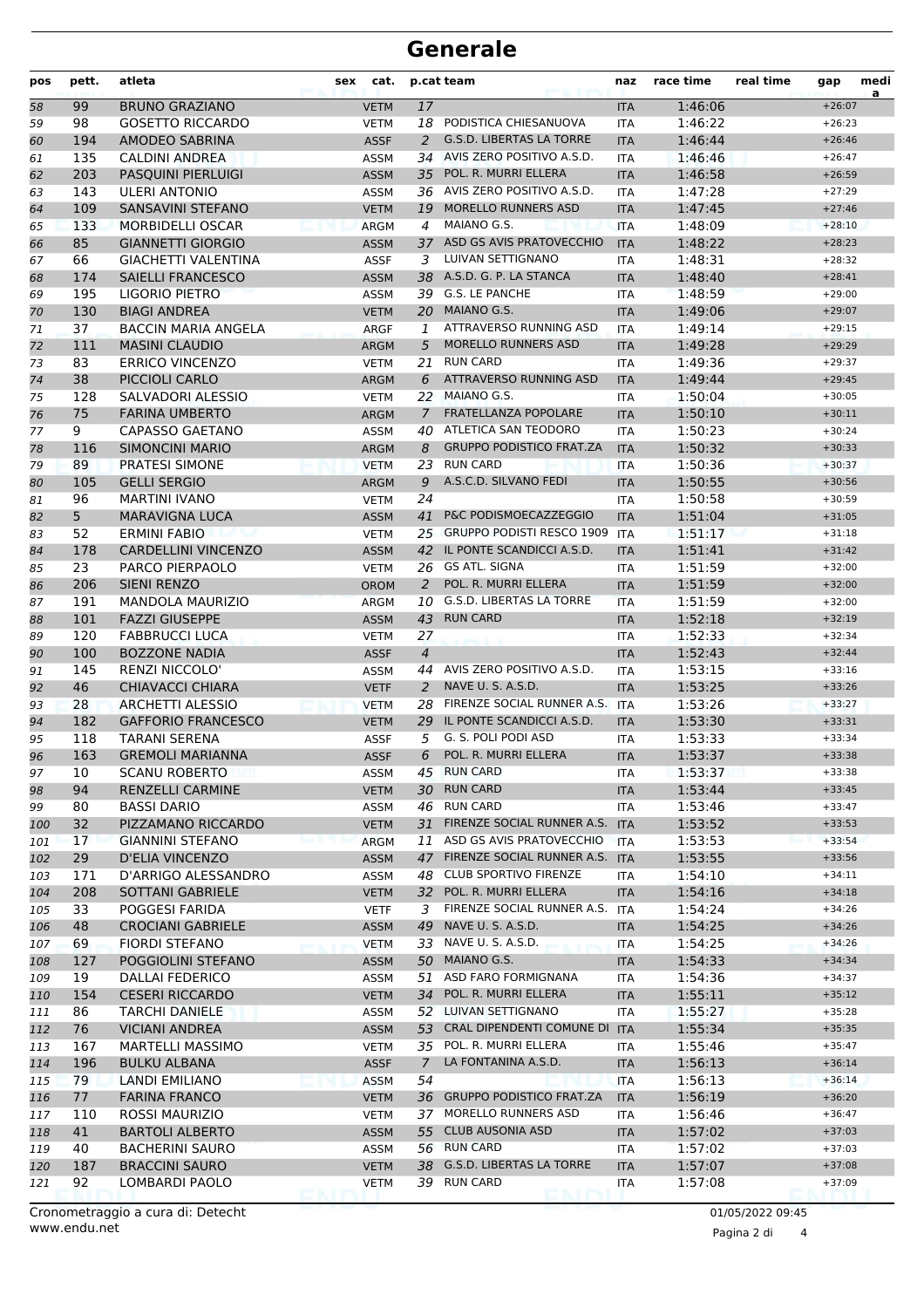# Generale

| pos | pett. | atleta | sex | cat. | p.cat | team | naz | race time | real time | gap | media |
|---|---|---|---|---|---|---|---|---|---|---|---|
| 58 | 99 | BRUNO GRAZIANO | | VETM | 17 | | ITA | 1:46:06 | | +26:07 | |
| 59 | 98 | GOSETTO RICCARDO | | VETM | 18 | PODISTICA CHIESANUOVA | ITA | 1:46:22 | | +26:23 | |
| 60 | 194 | AMODEO SABRINA | | ASSF | 2 | G.S.D. LIBERTAS LA TORRE | ITA | 1:46:44 | | +26:46 | |
| 61 | 135 | CALDINI ANDREA | | ASSM | 34 | AVIS ZERO POSITIVO A.S.D. | ITA | 1:46:46 | | +26:47 | |
| 62 | 203 | PASQUINI PIERLUIGI | | ASSM | 35 | POL. R. MURRI ELLERA | ITA | 1:46:58 | | +26:59 | |
| 63 | 143 | ULERI ANTONIO | | ASSM | 36 | AVIS ZERO POSITIVO A.S.D. | ITA | 1:47:28 | | +27:29 | |
| 64 | 109 | SANSAVINI STEFANO | | VETM | 19 | MORELLO RUNNERS ASD | ITA | 1:47:45 | | +27:46 | |
| 65 | 133 | MORBIDELLI OSCAR | | ARGM | 4 | MAIANO G.S. | ITA | 1:48:09 | | +28:10 | |
| 66 | 85 | GIANNETTI GIORGIO | | ASSM | 37 | ASD GS AVIS PRATOVECCHIO | ITA | 1:48:22 | | +28:23 | |
| 67 | 66 | GIACHETTI VALENTINA | | ASSF | 3 | LUIVAN SETTIGNANO | ITA | 1:48:31 | | +28:32 | |
| 68 | 174 | SAIELLI FRANCESCO | | ASSM | 38 | A.S.D. G. P. LA STANCA | ITA | 1:48:40 | | +28:41 | |
| 69 | 195 | LIGORIO PIETRO | | ASSM | 39 | G.S. LE PANCHE | ITA | 1:48:59 | | +29:00 | |
| 70 | 130 | BIAGI ANDREA | | VETM | 20 | MAIANO G.S. | ITA | 1:49:06 | | +29:07 | |
| 71 | 37 | BACCIN MARIA ANGELA | | ARGF | 1 | ATTRAVERSO RUNNING ASD | ITA | 1:49:14 | | +29:15 | |
| 72 | 111 | MASINI CLAUDIO | | ARGM | 5 | MORELLO RUNNERS ASD | ITA | 1:49:28 | | +29:29 | |
| 73 | 83 | ERRICO VINCENZO | | VETM | 21 | RUN CARD | ITA | 1:49:36 | | +29:37 | |
| 74 | 38 | PICCIOLI CARLO | | ARGM | 6 | ATTRAVERSO RUNNING ASD | ITA | 1:49:44 | | +29:45 | |
| 75 | 128 | SALVADORI ALESSIO | | VETM | 22 | MAIANO G.S. | ITA | 1:50:04 | | +30:05 | |
| 76 | 75 | FARINA UMBERTO | | ARGM | 7 | FRATELLANZA POPOLARE | ITA | 1:50:10 | | +30:11 | |
| 77 | 9 | CAPASSO GAETANO | | ASSM | 40 | ATLETICA SAN TEODORO | ITA | 1:50:23 | | +30:24 | |
| 78 | 116 | SIMONCINI MARIO | | ARGM | 8 | GRUPPO PODISTICO FRAT.ZA | ITA | 1:50:32 | | +30:33 | |
| 79 | 89 | PRATESI SIMONE | | VETM | 23 | RUN CARD | ITA | 1:50:36 | | +30:37 | |
| 80 | 105 | GELLI SERGIO | | ARGM | 9 | A.S.C.D. SILVANO FEDI | ITA | 1:50:55 | | +30:56 | |
| 81 | 96 | MARTINI IVANO | | VETM | 24 | | ITA | 1:50:58 | | +30:59 | |
| 82 | 5 | MARAVIGNA LUCA | | ASSM | 41 | P&C PODISMOECAZZEGGIO | ITA | 1:51:04 | | +31:05 | |
| 83 | 52 | ERMINI FABIO | | VETM | 25 | GRUPPO PODISTI RESCO 1909 | ITA | 1:51:17 | | +31:18 | |
| 84 | 178 | CARDELLINI VINCENZO | | ASSM | 42 | IL PONTE SCANDICCI A.S.D. | ITA | 1:51:41 | | +31:42 | |
| 85 | 23 | PARCO PIERPAOLO | | VETM | 26 | GS ATL. SIGNA | ITA | 1:51:59 | | +32:00 | |
| 86 | 206 | SIENI RENZO | | OROM | 2 | POL. R. MURRI ELLERA | ITA | 1:51:59 | | +32:00 | |
| 87 | 191 | MANDOLA MAURIZIO | | ARGM | 10 | G.S.D. LIBERTAS LA TORRE | ITA | 1:51:59 | | +32:00 | |
| 88 | 101 | FAZZI GIUSEPPE | | ASSM | 43 | RUN CARD | ITA | 1:52:18 | | +32:19 | |
| 89 | 120 | FABBRUCCI LUCA | | VETM | 27 | | ITA | 1:52:33 | | +32:34 | |
| 90 | 100 | BOZZONE NADIA | | ASSF | 4 | | ITA | 1:52:43 | | +32:44 | |
| 91 | 145 | RENZI NICCOLO' | | ASSM | 44 | AVIS ZERO POSITIVO A.S.D. | ITA | 1:53:15 | | +33:16 | |
| 92 | 46 | CHIAVACCI CHIARA | | VETF | 2 | NAVE U. S. A.S.D. | ITA | 1:53:25 | | +33:26 | |
| 93 | 28 | ARCHETTI ALESSIO | | VETM | 28 | FIRENZE SOCIAL RUNNER A.S. | ITA | 1:53:26 | | +33:27 | |
| 94 | 182 | GAFFORIO FRANCESCO | | VETM | 29 | IL PONTE SCANDICCI A.S.D. | ITA | 1:53:30 | | +33:31 | |
| 95 | 118 | TARANI SERENA | | ASSF | 5 | G. S. POLI PODI ASD | ITA | 1:53:33 | | +33:34 | |
| 96 | 163 | GREMOLI MARIANNA | | ASSF | 6 | POL. R. MURRI ELLERA | ITA | 1:53:37 | | +33:38 | |
| 97 | 10 | SCANU ROBERTO | | ASSM | 45 | RUN CARD | ITA | 1:53:37 | | +33:38 | |
| 98 | 94 | RENZELLI CARMINE | | VETM | 30 | RUN CARD | ITA | 1:53:44 | | +33:45 | |
| 99 | 80 | BASSI DARIO | | ASSM | 46 | RUN CARD | ITA | 1:53:46 | | +33:47 | |
| 100 | 32 | PIZZAMANO RICCARDO | | VETM | 31 | FIRENZE SOCIAL RUNNER A.S. | ITA | 1:53:52 | | +33:53 | |
| 101 | 17 | GIANNINI STEFANO | | ARGM | 11 | ASD GS AVIS PRATOVECCHIO | ITA | 1:53:53 | | +33:54 | |
| 102 | 29 | D'ELIA VINCENZO | | ASSM | 47 | FIRENZE SOCIAL RUNNER A.S. | ITA | 1:53:55 | | +33:56 | |
| 103 | 171 | D'ARRIGO ALESSANDRO | | ASSM | 48 | CLUB SPORTIVO FIRENZE | ITA | 1:54:10 | | +34:11 | |
| 104 | 208 | SOTTANI GABRIELE | | VETM | 32 | POL. R. MURRI ELLERA | ITA | 1:54:16 | | +34:18 | |
| 105 | 33 | POGGESI FARIDA | | VETF | 3 | FIRENZE SOCIAL RUNNER A.S. | ITA | 1:54:24 | | +34:26 | |
| 106 | 48 | CROCIANI GABRIELE | | ASSM | 49 | NAVE U. S. A.S.D. | ITA | 1:54:25 | | +34:26 | |
| 107 | 69 | FIORDI STEFANO | | VETM | 33 | NAVE U. S. A.S.D. | ITA | 1:54:25 | | +34:26 | |
| 108 | 127 | POGGIOLINI STEFANO | | ASSM | 50 | MAIANO G.S. | ITA | 1:54:33 | | +34:34 | |
| 109 | 19 | DALLAI FEDERICO | | ASSM | 51 | ASD FARO FORMIGNANA | ITA | 1:54:36 | | +34:37 | |
| 110 | 154 | CESERI RICCARDO | | VETM | 34 | POL. R. MURRI ELLERA | ITA | 1:55:11 | | +35:12 | |
| 111 | 86 | TARCHI DANIELE | | ASSM | 52 | LUIVAN SETTIGNANO | ITA | 1:55:27 | | +35:28 | |
| 112 | 76 | VICIANI ANDREA | | ASSM | 53 | CRAL DIPENDENTI COMUNE DI | ITA | 1:55:34 | | +35:35 | |
| 113 | 167 | MARTELLI MASSIMO | | VETM | 35 | POL. R. MURRI ELLERA | ITA | 1:55:46 | | +35:47 | |
| 114 | 196 | BULKU ALBANA | | ASSF | 7 | LA FONTANINA A.S.D. | ITA | 1:56:13 | | +36:14 | |
| 115 | 79 | LANDI EMILIANO | | ASSM | 54 | | ITA | 1:56:13 | | +36:14 | |
| 116 | 77 | FARINA FRANCO | | VETM | 36 | GRUPPO PODISTICO FRAT.ZA | ITA | 1:56:19 | | +36:20 | |
| 117 | 110 | ROSSI MAURIZIO | | VETM | 37 | MORELLO RUNNERS ASD | ITA | 1:56:46 | | +36:47 | |
| 118 | 41 | BARTOLI ALBERTO | | ASSM | 55 | CLUB AUSONIA ASD | ITA | 1:57:02 | | +37:03 | |
| 119 | 40 | BACHERINI SAURO | | ASSM | 56 | RUN CARD | ITA | 1:57:02 | | +37:03 | |
| 120 | 187 | BRACCINI SAURO | | VETM | 38 | G.S.D. LIBERTAS LA TORRE | ITA | 1:57:07 | | +37:08 | |
| 121 | 92 | LOMBARDI PAOLO | | VETM | 39 | RUN CARD | ITA | 1:57:08 | | +37:09 | |

Cronometraggio a cura di: Detecht
www.endu.net

01/05/2022 09:45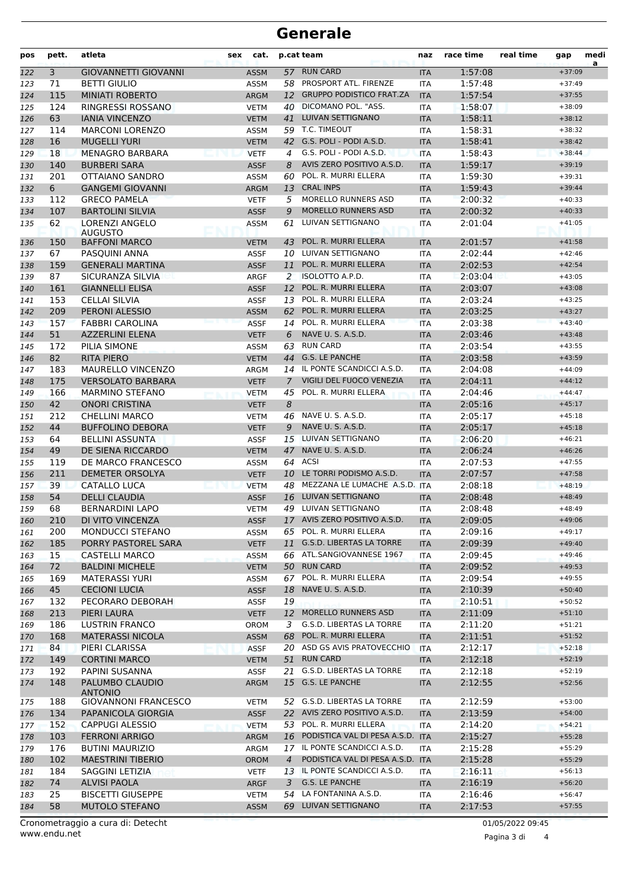# Generale

| pos | pett. | atleta | sex | cat. | p.cat | team | naz | race time | real time | gap | media |
|---|---|---|---|---|---|---|---|---|---|---|---|
| 122 | 3 | GIOVANNETTI GIOVANNI | | ASSM | 57 | RUN CARD | ITA | 1:57:08 | | +37:09 | |
| 123 | 71 | BETTI GIULIO | | ASSM | 58 | PROSPORT ATL. FIRENZE | ITA | 1:57:48 | | +37:49 | |
| 124 | 115 | MINIATI ROBERTO | | ARGM | 12 | GRUPPO PODISTICO FRAT.ZA | ITA | 1:57:54 | | +37:55 | |
| 125 | 124 | RINGRESSI ROSSANO | | VETM | 40 | DICOMANO POL. "ASS. | ITA | 1:58:07 | | +38:09 | |
| 126 | 63 | IANIA VINCENZO | | VETM | 41 | LUIVAN SETTIGNANO | ITA | 1:58:11 | | +38:12 | |
| 127 | 114 | MARCONI LORENZO | | ASSM | 59 | T.C. TIMEOUT | ITA | 1:58:31 | | +38:32 | |
| 128 | 16 | MUGELLI YURI | | VETM | 42 | G.S. POLI - PODI A.S.D. | ITA | 1:58:41 | | +38:42 | |
| 129 | 18 | MENAGRO BARBARA | | VETF | 4 | G.S. POLI - PODI A.S.D. | ITA | 1:58:43 | | +38:44 | |
| 130 | 140 | BURBERI SARA | | ASSF | 8 | AVIS ZERO POSITIVO A.S.D. | ITA | 1:59:17 | | +39:19 | |
| 131 | 201 | OTTAIANO SANDRO | | ASSM | 60 | POL. R. MURRI ELLERA | ITA | 1:59:30 | | +39:31 | |
| 132 | 6 | GANGEMI GIOVANNI | | ARGM | 13 | CRAL INPS | ITA | 1:59:43 | | +39:44 | |
| 133 | 112 | GRECO PAMELA | | VETF | 5 | MORELLO RUNNERS ASD | ITA | 2:00:32 | | +40:33 | |
| 134 | 107 | BARTOLINI SILVIA | | ASSF | 9 | MORELLO RUNNERS ASD | ITA | 2:00:32 | | +40:33 | |
| 135 | 62 | LORENZI ANGELO AUGUSTO | | ASSM | 61 | LUIVAN SETTIGNANO | ITA | 2:01:04 | | +41:05 | |
| 136 | 150 | BAFFONI MARCO | | VETM | 43 | POL. R. MURRI ELLERA | ITA | 2:01:57 | | +41:58 | |
| 137 | 67 | PASQUINI ANNA | | ASSF | 10 | LUIVAN SETTIGNANO | ITA | 2:02:44 | | +42:46 | |
| 138 | 159 | GENERALI MARTINA | | ASSF | 11 | POL. R. MURRI ELLERA | ITA | 2:02:53 | | +42:54 | |
| 139 | 87 | SICURANZA SILVIA | | ARGF | 2 | ISOLOTTO A.P.D. | ITA | 2:03:04 | | +43:05 | |
| 140 | 161 | GIANNELLI ELISA | | ASSF | 12 | POL. R. MURRI ELLERA | ITA | 2:03:07 | | +43:08 | |
| 141 | 153 | CELLAI SILVIA | | ASSF | 13 | POL. R. MURRI ELLERA | ITA | 2:03:24 | | +43:25 | |
| 142 | 209 | PERONI ALESSIO | | ASSM | 62 | POL. R. MURRI ELLERA | ITA | 2:03:25 | | +43:27 | |
| 143 | 157 | FABBRI CAROLINA | | ASSF | 14 | POL. R. MURRI ELLERA | ITA | 2:03:38 | | +43:40 | |
| 144 | 51 | AZZERLINI ELENA | | VETF | 6 | NAVE U. S. A.S.D. | ITA | 2:03:46 | | +43:48 | |
| 145 | 172 | PILIA SIMONE | | ASSM | 63 | RUN CARD | ITA | 2:03:54 | | +43:55 | |
| 146 | 82 | RITA PIERO | | VETM | 44 | G.S. LE PANCHE | ITA | 2:03:58 | | +43:59 | |
| 147 | 183 | MAURELLO VINCENZO | | ARGM | 14 | IL PONTE SCANDICCI A.S.D. | ITA | 2:04:08 | | +44:09 | |
| 148 | 175 | VERSOLATO BARBARA | | VETF | 7 | VIGILI DEL FUOCO VENEZIA | ITA | 2:04:11 | | +44:12 | |
| 149 | 166 | MARMINO STEFANO | | VETM | 45 | POL. R. MURRI ELLERA | ITA | 2:04:46 | | +44:47 | |
| 150 | 42 | ONORI CRISTINA | | VETF | 8 | | ITA | 2:05:16 | | +45:17 | |
| 151 | 212 | CHELLINI MARCO | | VETM | 46 | NAVE U. S. A.S.D. | ITA | 2:05:17 | | +45:18 | |
| 152 | 44 | BUFFOLINO DEBORA | | VETF | 9 | NAVE U. S. A.S.D. | ITA | 2:05:17 | | +45:18 | |
| 153 | 64 | BELLINI ASSUNTA | | ASSF | 15 | LUIVAN SETTIGNANO | ITA | 2:06:20 | | +46:21 | |
| 154 | 49 | DE SIENA RICCARDO | | VETM | 47 | NAVE U. S. A.S.D. | ITA | 2:06:24 | | +46:26 | |
| 155 | 119 | DE MARCO FRANCESCO | | ASSM | 64 | ACSI | ITA | 2:07:53 | | +47:55 | |
| 156 | 211 | DEMETER ORSOLYA | | VETF | 10 | LE TORRI PODISMO A.S.D. | ITA | 2:07:57 | | +47:58 | |
| 157 | 39 | CATALLO LUCA | | VETM | 48 | MEZZANA LE LUMACHE A.S.D. | ITA | 2:08:18 | | +48:19 | |
| 158 | 54 | DELLI CLAUDIA | | ASSF | 16 | LUIVAN SETTIGNANO | ITA | 2:08:48 | | +48:49 | |
| 159 | 68 | BERNARDINI LAPO | | VETM | 49 | LUIVAN SETTIGNANO | ITA | 2:08:48 | | +48:49 | |
| 160 | 210 | DI VITO VINCENZA | | ASSF | 17 | AVIS ZERO POSITIVO A.S.D. | ITA | 2:09:05 | | +49:06 | |
| 161 | 200 | MONDUCCI STEFANO | | ASSM | 65 | POL. R. MURRI ELLERA | ITA | 2:09:16 | | +49:17 | |
| 162 | 185 | PORRY PASTOREL SARA | | VETF | 11 | G.S.D. LIBERTAS LA TORRE | ITA | 2:09:39 | | +49:40 | |
| 163 | 15 | CASTELLI MARCO | | ASSM | 66 | ATL.SANGIOVANNESE 1967 | ITA | 2:09:45 | | +49:46 | |
| 164 | 72 | BALDINI MICHELE | | VETM | 50 | RUN CARD | ITA | 2:09:52 | | +49:53 | |
| 165 | 169 | MATERASSI YURI | | ASSM | 67 | POL. R. MURRI ELLERA | ITA | 2:09:54 | | +49:55 | |
| 166 | 45 | CECIONI LUCIA | | ASSF | 18 | NAVE U. S. A.S.D. | ITA | 2:10:39 | | +50:40 | |
| 167 | 132 | PECORARO DEBORAH | | ASSF | 19 | | ITA | 2:10:51 | | +50:52 | |
| 168 | 213 | PIERI LAURA | | VETF | 12 | MORELLO RUNNERS ASD | ITA | 2:11:09 | | +51:10 | |
| 169 | 186 | LUSTRIN FRANCO | | OROM | 3 | G.S.D. LIBERTAS LA TORRE | ITA | 2:11:20 | | +51:21 | |
| 170 | 168 | MATERASSI NICOLA | | ASSM | 68 | POL. R. MURRI ELLERA | ITA | 2:11:51 | | +51:52 | |
| 171 | 84 | PIERI CLARISSA | | ASSF | 20 | ASD GS AVIS PRATOVECCHIO | ITA | 2:12:17 | | +52:18 | |
| 172 | 149 | CORTINI MARCO | | VETM | 51 | RUN CARD | ITA | 2:12:18 | | +52:19 | |
| 173 | 192 | PAPINI SUSANNA | | ASSF | 21 | G.S.D. LIBERTAS LA TORRE | ITA | 2:12:18 | | +52:19 | |
| 174 | 148 | PALUMBO CLAUDIO ANTONIO | | ARGM | 15 | G.S. LE PANCHE | ITA | 2:12:55 | | +52:56 | |
| 175 | 188 | GIOVANNONI FRANCESCO | | VETM | 52 | G.S.D. LIBERTAS LA TORRE | ITA | 2:12:59 | | +53:00 | |
| 176 | 134 | PAPANICOLA GIORGIA | | ASSF | 22 | AVIS ZERO POSITIVO A.S.D. | ITA | 2:13:59 | | +54:00 | |
| 177 | 152 | CAPPUGI ALESSIO | | VETM | 53 | POL. R. MURRI ELLERA | ITA | 2:14:20 | | +54:21 | |
| 178 | 103 | FERRONI ARRIGO | | ARGM | 16 | PODISTICA VAL DI PESA A.S.D. | ITA | 2:15:27 | | +55:28 | |
| 179 | 176 | BUTINI MAURIZIO | | ARGM | 17 | IL PONTE SCANDICCI A.S.D. | ITA | 2:15:28 | | +55:29 | |
| 180 | 102 | MAESTRINI TIBERIO | | OROM | 4 | PODISTICA VAL DI PESA A.S.D. | ITA | 2:15:28 | | +55:29 | |
| 181 | 184 | SAGGINI LETIZIA | | VETF | 13 | IL PONTE SCANDICCI A.S.D. | ITA | 2:16:11 | | +56:13 | |
| 182 | 74 | ALVISI PAOLA | | ARGF | 3 | G.S. LE PANCHE | ITA | 2:16:19 | | +56:20 | |
| 183 | 25 | BISCETTI GIUSEPPE | | VETM | 54 | LA FONTANINA A.S.D. | ITA | 2:16:46 | | +56:47 | |
| 184 | 58 | MUTOLO STEFANO | | ASSM | 69 | LUIVAN SETTIGNANO | ITA | 2:17:53 | | +57:55 | |

Cronometraggio a cura di: Detecht
www.endu.net

01/05/2022 09:45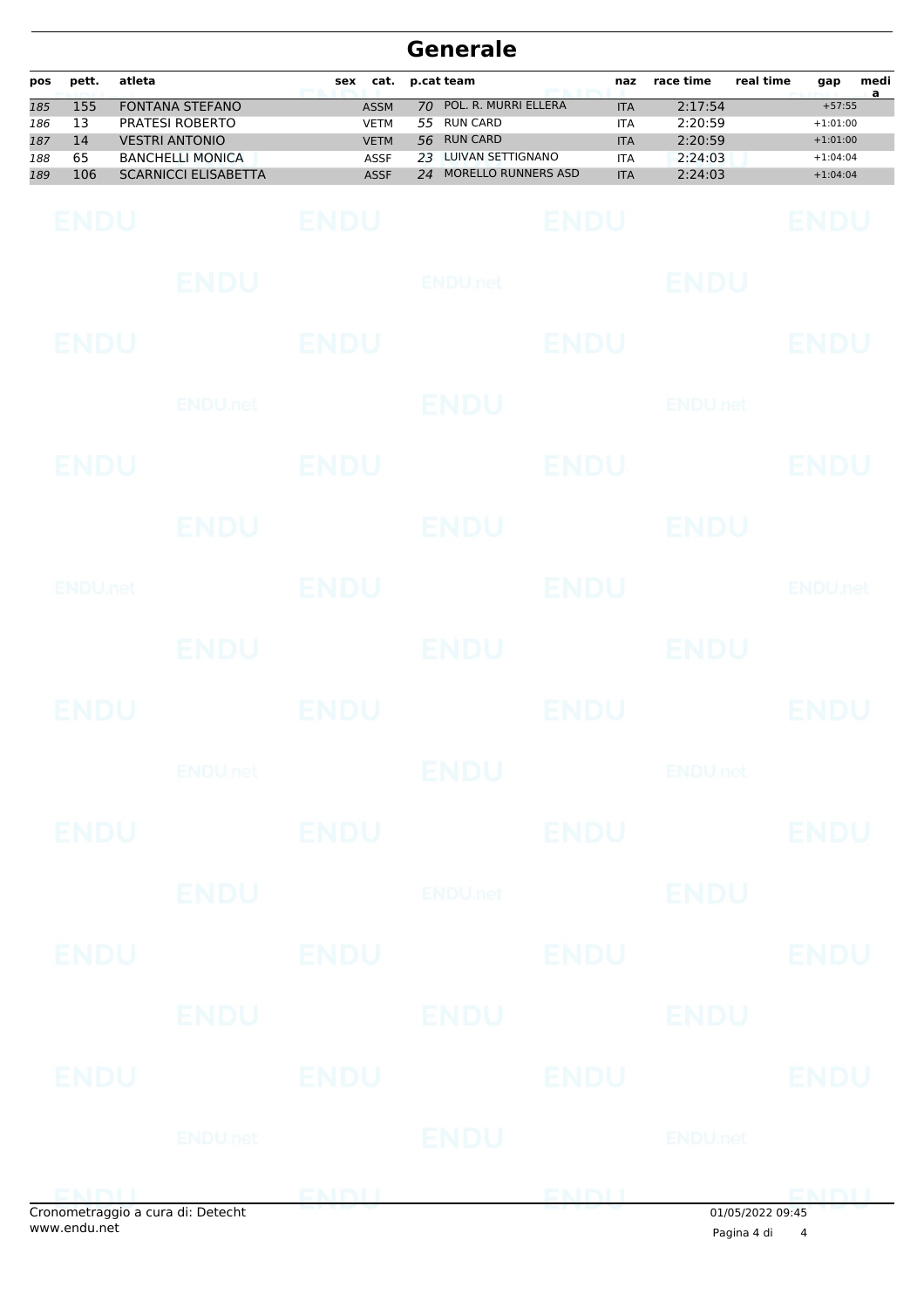# Generale

| pos | pett. | atleta | sex | cat. | p.cat | team | naz | race time | real time | gap | media |
|---|---|---|---|---|---|---|---|---|---|---|---|
| 185 | 155 | FONTANA STEFANO | | ASSM | 70 | POL. R. MURRI ELLERA | ITA | 2:17:54 | | +57:55 | |
| 186 | 13 | PRATESI ROBERTO | | VETM | 55 | RUN CARD | ITA | 2:20:59 | | +1:01:00 | |
| 187 | 14 | VESTRI ANTONIO | | VETM | 56 | RUN CARD | ITA | 2:20:59 | | +1:01:00 | |
| 188 | 65 | BANCHELLI MONICA | | ASSF | 23 | LUIVAN SETTIGNANO | ITA | 2:24:03 | | +1:04:04 | |
| 189 | 106 | SCARNICCI ELISABETTA | | ASSF | 24 | MORELLO RUNNERS ASD | ITA | 2:24:03 | | +1:04:04 | |

Cronometraggio a cura di: Detecht
www.endu.net

01/05/2022 09:45